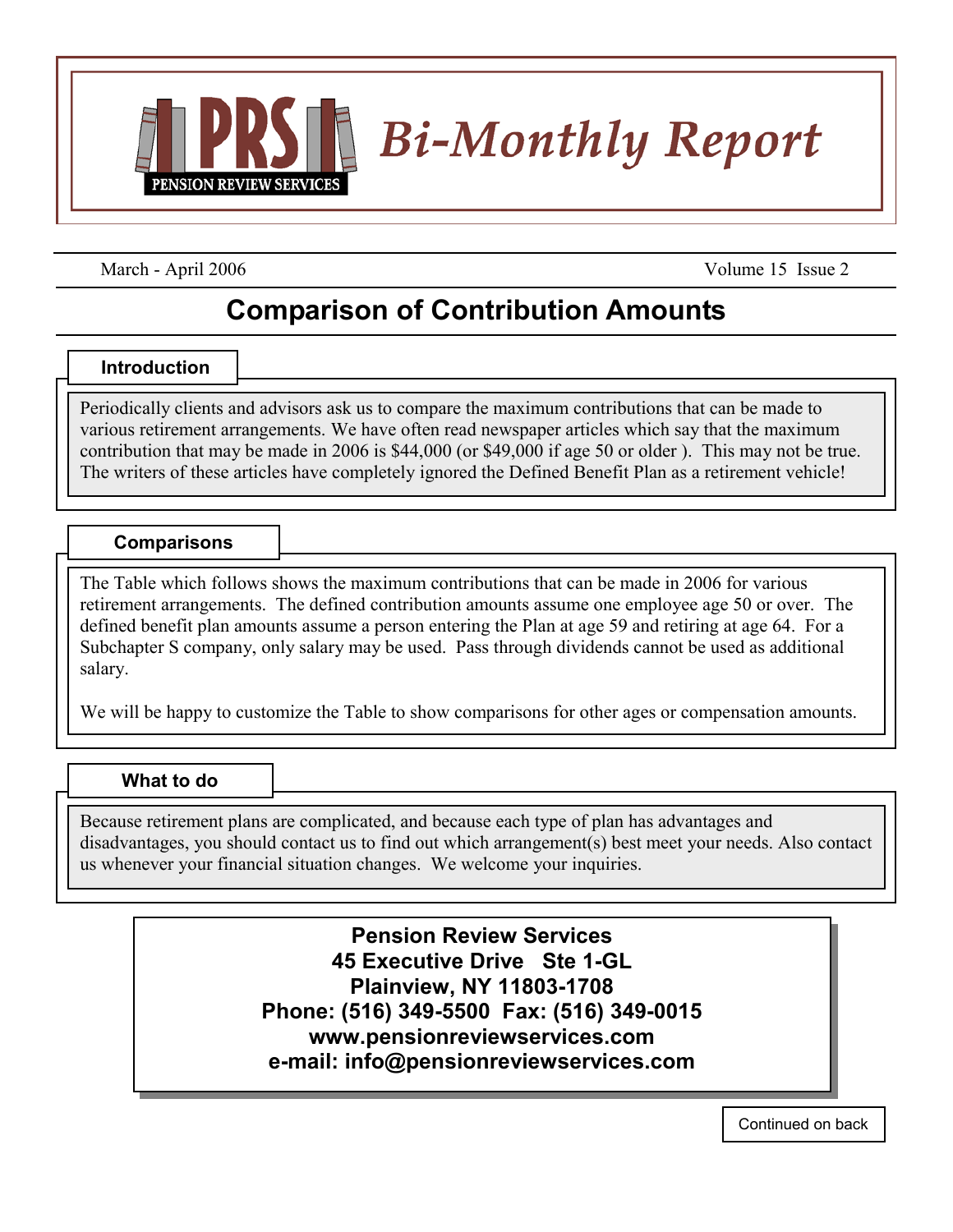# PRS PENSION REVIEW SERVICES *Bi-Monthly Report*

March - April 2006 Volume 15 Issue 2

## Comparison of Contribution Amounts

### Introduction

Periodically clients and advisors ask us to compare the maximum contributions that can be made to various retirement arrangements. We have often read newspaper articles which say that the maximum contribution that may be made in 2006 is $44,000 (or $49,000 if age 50 or older ). This may not be true. The writers of these articles have completely ignored the Defined Benefit Plan as a retirement vehicle!

### Comparisons

The Table which follows shows the maximum contributions that can be made in 2006 for various retirement arrangements. The defined contribution amounts assume one employee age 50 or over. The defined benefit plan amounts assume a person entering the Plan at age 59 and retiring at age 64. For a Subchapter S company, only salary may be used. Pass through dividends cannot be used as additional salary.

We will be happy to customize the Table to show comparisons for other ages or compensation amounts.

### What to do

Because retirement plans are complicated, and because each type of plan has advantages and disadvantages, you should contact us to find out which arrangement(s) best meet your needs. Also contact us whenever your financial situation changes. We welcome your inquiries.

**Pension Review Services**
**45 Executive Drive Ste 1-GL**
**Plainview, NY 11803-1708**
**Phone: (516) 349-5500 Fax: (516) 349-0015**
**www.pensionreviewservices.com**
**e-mail: info@pensionreviewservices.com**

Continued on back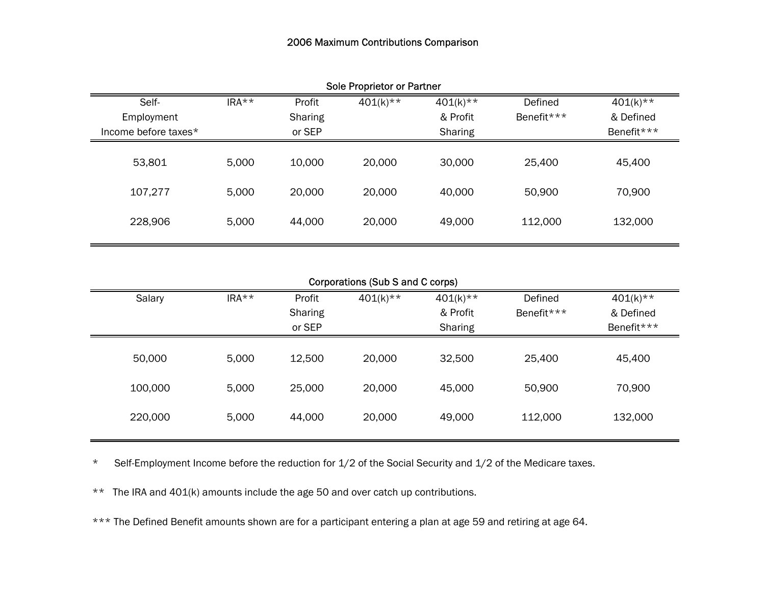# 2006 Maximum Contributions Comparison

## Sole Proprietor or Partner

| Self-Employment Income before taxes* | IRA** | Profit Sharing or SEP | 401(k)** | 401(k)** & Profit Sharing | Defined Benefit*** | 401(k)** & Defined Benefit*** |
|---|---|---|---|---|---|---|
| 53,801 | 5,000 | 10,000 | 20,000 | 30,000 | 25,400 | 45,400 |
| 107,277 | 5,000 | 20,000 | 20,000 | 40,000 | 50,900 | 70,900 |
| 228,906 | 5,000 | 44,000 | 20,000 | 49,000 | 112,000 | 132,000 |

## Corporations (Sub S and C corps)

| Salary | IRA** | Profit Sharing or SEP | 401(k)** | 401(k)** & Profit Sharing | Defined Benefit*** | 401(k)** & Defined Benefit*** |
|---|---|---|---|---|---|---|
| 50,000 | 5,000 | 12,500 | 20,000 | 32,500 | 25,400 | 45,400 |
| 100,000 | 5,000 | 25,000 | 20,000 | 45,000 | 50,900 | 70,900 |
| 220,000 | 5,000 | 44,000 | 20,000 | 49,000 | 112,000 | 132,000 |

* Self-Employment Income before the reduction for 1/2 of the Social Security and 1/2 of the Medicare taxes.

** The IRA and 401(k) amounts include the age 50 and over catch up contributions.

*** The Defined Benefit amounts shown are for a participant entering a plan at age 59 and retiring at age 64.